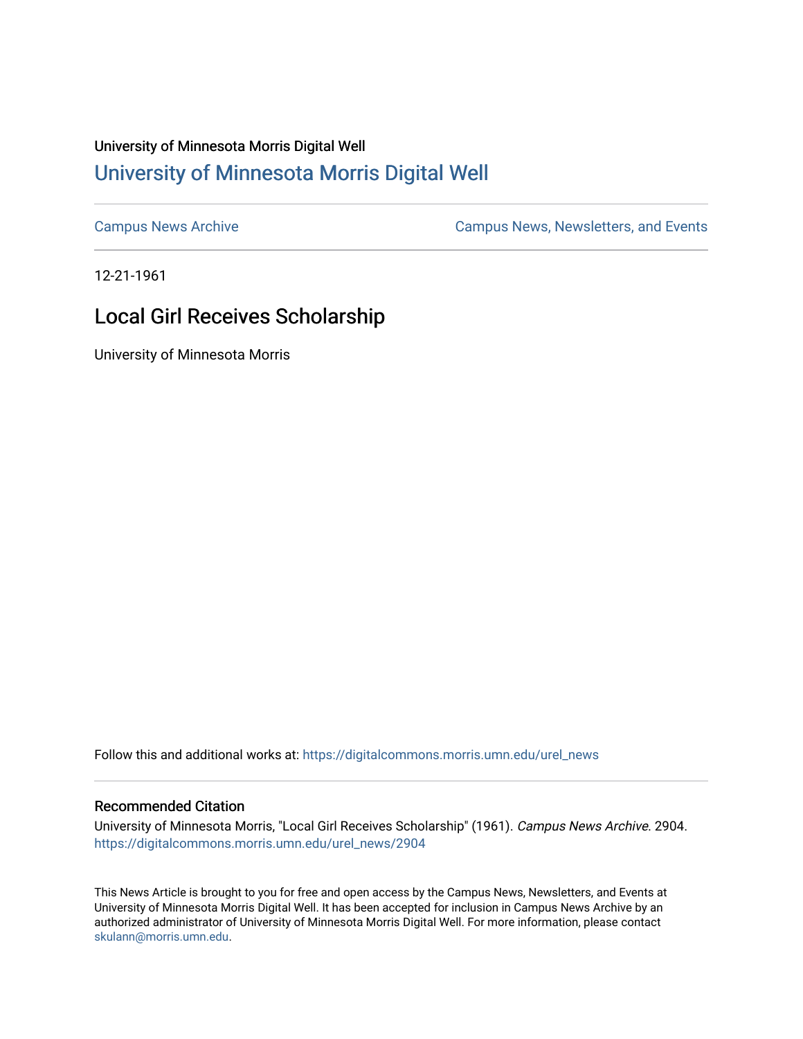University of Minnesota Morris Digital Well

# University of Minnesota Morris Digital Well

Campus News Archive

Campus News, Newsletters, and Events

12-21-1961

## Local Girl Receives Scholarship

University of Minnesota Morris

Follow this and additional works at: https://digitalcommons.morris.umn.edu/urel_news

### Recommended Citation

University of Minnesota Morris, "Local Girl Receives Scholarship" (1961). *Campus News Archive*. 2904.
https://digitalcommons.morris.umn.edu/urel_news/2904

This News Article is brought to you for free and open access by the Campus News, Newsletters, and Events at University of Minnesota Morris Digital Well. It has been accepted for inclusion in Campus News Archive by an authorized administrator of University of Minnesota Morris Digital Well. For more information, please contact skulann@morris.umn.edu.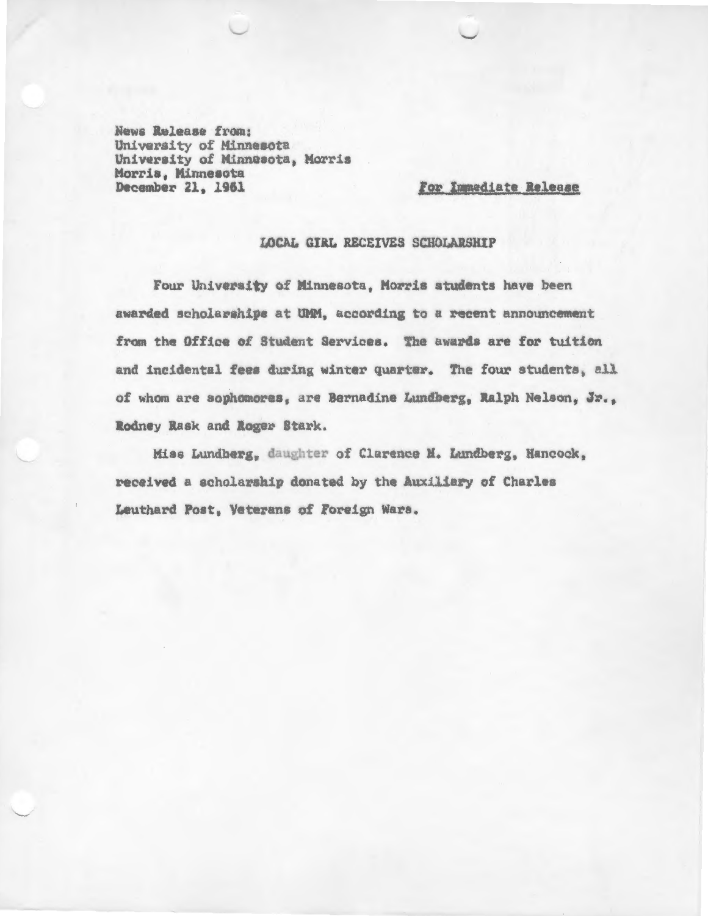News Release from:
University of Minnesota
University of Minnesota, Morris
Morris, Minnesota
December 21, 1961

For Immediate Release

LOCAL GIRL RECEIVES SCHOLARSHIP

Four University of Minnesota, Morris students have been awarded scholarships at UMM, according to a recent announcement from the Office of Student Services. The awards are for tuition and incidental fees during winter quarter. The four students, all of whom are sophomores, are Bernadine Lundberg, Ralph Nelson, Jr., Rodney Rask and Roger Stark.

Miss Lundberg, daughter of Clarence H. Lundberg, Hancock, received a scholarship donated by the Auxiliary of Charles Leuthard Post, Veterans of Foreign Wars.